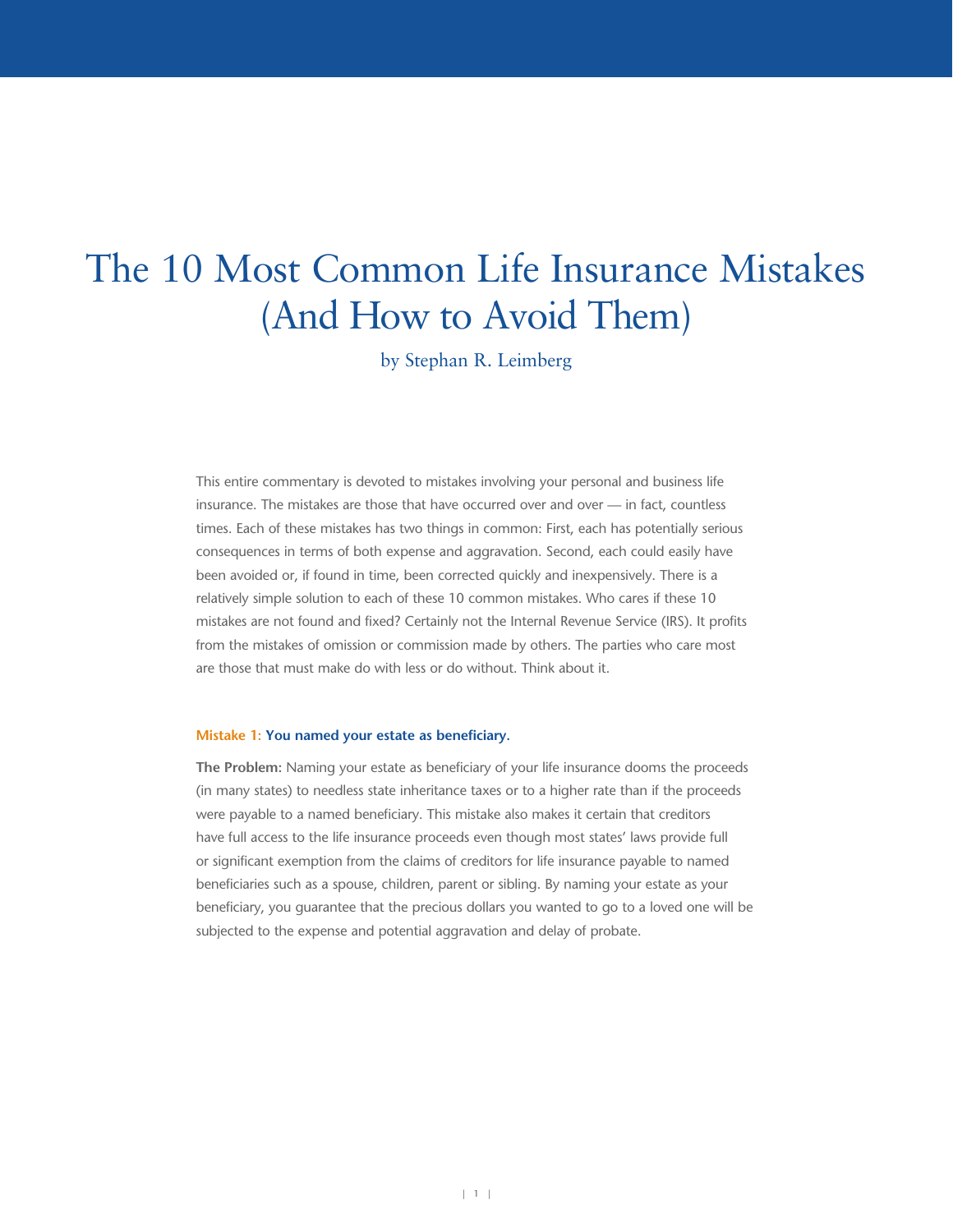# The 10 Most Common Life Insurance Mistakes (And How to Avoid Them)

by Stephan R. Leimberg

This entire commentary is devoted to mistakes involving your personal and business life insurance. The mistakes are those that have occurred over and over — in fact, countless times. Each of these mistakes has two things in common: First, each has potentially serious consequences in terms of both expense and aggravation. Second, each could easily have been avoided or, if found in time, been corrected quickly and inexpensively. There is a relatively simple solution to each of these 10 common mistakes. Who cares if these 10 mistakes are not found and fixed? Certainly not the Internal Revenue Service (IRS). It profits from the mistakes of omission or commission made by others. The parties who care most are those that must make do with less or do without. Think about it.

### Mistake 1: You named your estate as beneficiary.

**The Problem:** Naming your estate as beneficiary of your life insurance dooms the proceeds (in many states) to needless state inheritance taxes or to a higher rate than if the proceeds were payable to a named beneficiary. This mistake also makes it certain that creditors have full access to the life insurance proceeds even though most states' laws provide full or significant exemption from the claims of creditors for life insurance payable to named beneficiaries such as a spouse, children, parent or sibling. By naming your estate as your beneficiary, you guarantee that the precious dollars you wanted to go to a loved one will be subjected to the expense and potential aggravation and delay of probate.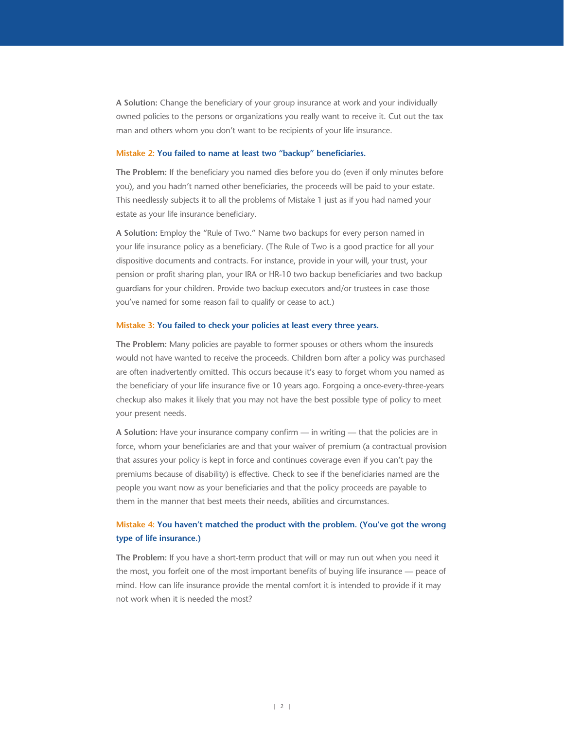**A Solution:** Change the beneficiary of your group insurance at work and your individually owned policies to the persons or organizations you really want to receive it. Cut out the tax man and others whom you don't want to be recipients of your life insurance.

### Mistake 2: You failed to name at least two "backup" beneficiaries.

**The Problem:** If the beneficiary you named dies before you do (even if only minutes before you), and you hadn't named other beneficiaries, the proceeds will be paid to your estate. This needlessly subjects it to all the problems of Mistake 1 just as if you had named your estate as your life insurance beneficiary.

**A Solution:** Employ the "Rule of Two." Name two backups for every person named in your life insurance policy as a beneficiary. (The Rule of Two is a good practice for all your dispositive documents and contracts. For instance, provide in your will, your trust, your pension or profit sharing plan, your IRA or HR-10 two backup beneficiaries and two backup guardians for your children. Provide two backup executors and/or trustees in case those you've named for some reason fail to qualify or cease to act.)

### Mistake 3: You failed to check your policies at least every three years.

**The Problem:** Many policies are payable to former spouses or others whom the insureds would not have wanted to receive the proceeds. Children born after a policy was purchased are often inadvertently omitted. This occurs because it's easy to forget whom you named as the beneficiary of your life insurance five or 10 years ago. Forgoing a once-every-three-years checkup also makes it likely that you may not have the best possible type of policy to meet your present needs.

**A Solution:** Have your insurance company confirm — in writing — that the policies are in force, whom your beneficiaries are and that your waiver of premium (a contractual provision that assures your policy is kept in force and continues coverage even if you can't pay the premiums because of disability) is effective. Check to see if the beneficiaries named are the people you want now as your beneficiaries and that the policy proceeds are payable to them in the manner that best meets their needs, abilities and circumstances.

### Mistake 4: You haven't matched the product with the problem. (You've got the wrong type of life insurance.)

**The Problem:** If you have a short-term product that will or may run out when you need it the most, you forfeit one of the most important benefits of buying life insurance — peace of mind. How can life insurance provide the mental comfort it is intended to provide if it may not work when it is needed the most?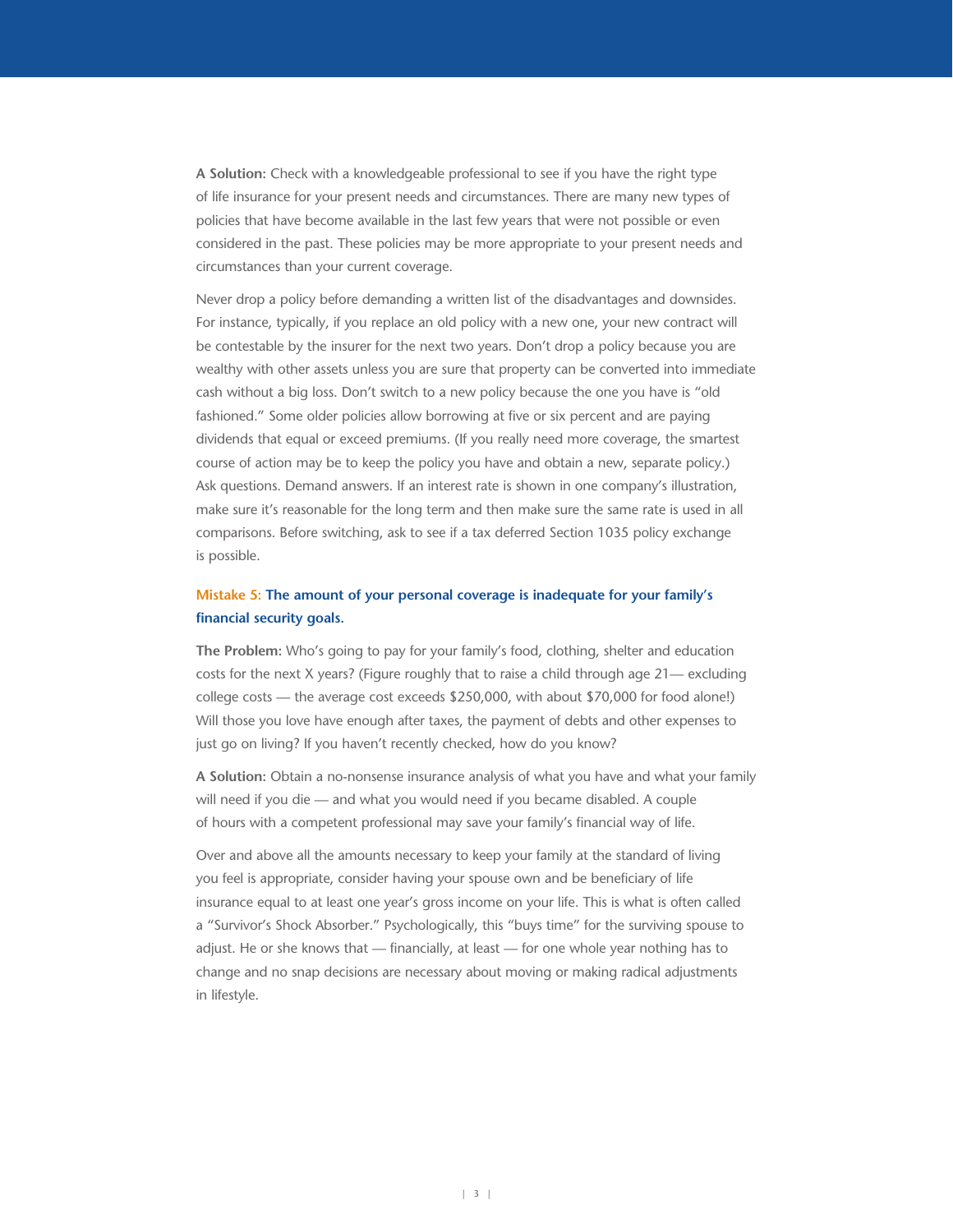**A Solution:** Check with a knowledgeable professional to see if you have the right type of life insurance for your present needs and circumstances. There are many new types of policies that have become available in the last few years that were not possible or even considered in the past. These policies may be more appropriate to your present needs and circumstances than your current coverage.

Never drop a policy before demanding a written list of the disadvantages and downsides. For instance, typically, if you replace an old policy with a new one, your new contract will be contestable by the insurer for the next two years. Don't drop a policy because you are wealthy with other assets unless you are sure that property can be converted into immediate cash without a big loss. Don't switch to a new policy because the one you have is "old fashioned." Some older policies allow borrowing at five or six percent and are paying dividends that equal or exceed premiums. (If you really need more coverage, the smartest course of action may be to keep the policy you have and obtain a new, separate policy.) Ask questions. Demand answers. If an interest rate is shown in one company's illustration, make sure it's reasonable for the long term and then make sure the same rate is used in all comparisons. Before switching, ask to see if a tax deferred Section 1035 policy exchange is possible.

### Mistake 5: The amount of your personal coverage is inadequate for your family's financial security goals.

**The Problem:** Who's going to pay for your family's food, clothing, shelter and education costs for the next X years? (Figure roughly that to raise a child through age 21— excluding college costs — the average cost exceeds $250,000, with about $70,000 for food alone!) Will those you love have enough after taxes, the payment of debts and other expenses to just go on living? If you haven't recently checked, how do you know?

**A Solution:** Obtain a no-nonsense insurance analysis of what you have and what your family will need if you die — and what you would need if you became disabled. A couple of hours with a competent professional may save your family's financial way of life.

Over and above all the amounts necessary to keep your family at the standard of living you feel is appropriate, consider having your spouse own and be beneficiary of life insurance equal to at least one year's gross income on your life. This is what is often called a "Survivor's Shock Absorber." Psychologically, this "buys time" for the surviving spouse to adjust. He or she knows that — financially, at least — for one whole year nothing has to change and no snap decisions are necessary about moving or making radical adjustments in lifestyle.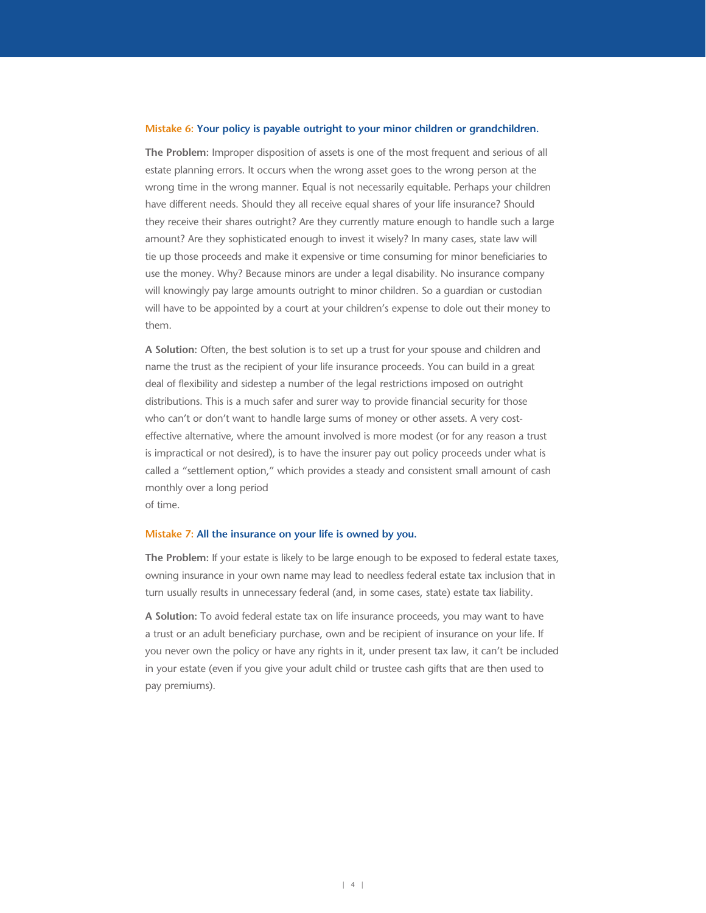### Mistake 6: Your policy is payable outright to your minor children or grandchildren.

**The Problem:** Improper disposition of assets is one of the most frequent and serious of all estate planning errors. It occurs when the wrong asset goes to the wrong person at the wrong time in the wrong manner. Equal is not necessarily equitable. Perhaps your children have different needs. Should they all receive equal shares of your life insurance? Should they receive their shares outright? Are they currently mature enough to handle such a large amount? Are they sophisticated enough to invest it wisely? In many cases, state law will tie up those proceeds and make it expensive or time consuming for minor beneficiaries to use the money. Why? Because minors are under a legal disability. No insurance company will knowingly pay large amounts outright to minor children. So a guardian or custodian will have to be appointed by a court at your children's expense to dole out their money to them.

**A Solution:** Often, the best solution is to set up a trust for your spouse and children and name the trust as the recipient of your life insurance proceeds. You can build in a great deal of flexibility and sidestep a number of the legal restrictions imposed on outright distributions. This is a much safer and surer way to provide financial security for those who can't or don't want to handle large sums of money or other assets. A very cost-effective alternative, where the amount involved is more modest (or for any reason a trust is impractical or not desired), is to have the insurer pay out policy proceeds under what is called a "settlement option," which provides a steady and consistent small amount of cash monthly over a long period of time.

### Mistake 7: All the insurance on your life is owned by you.

**The Problem:** If your estate is likely to be large enough to be exposed to federal estate taxes, owning insurance in your own name may lead to needless federal estate tax inclusion that in turn usually results in unnecessary federal (and, in some cases, state) estate tax liability.

**A Solution:** To avoid federal estate tax on life insurance proceeds, you may want to have a trust or an adult beneficiary purchase, own and be recipient of insurance on your life. If you never own the policy or have any rights in it, under present tax law, it can't be included in your estate (even if you give your adult child or trustee cash gifts that are then used to pay premiums).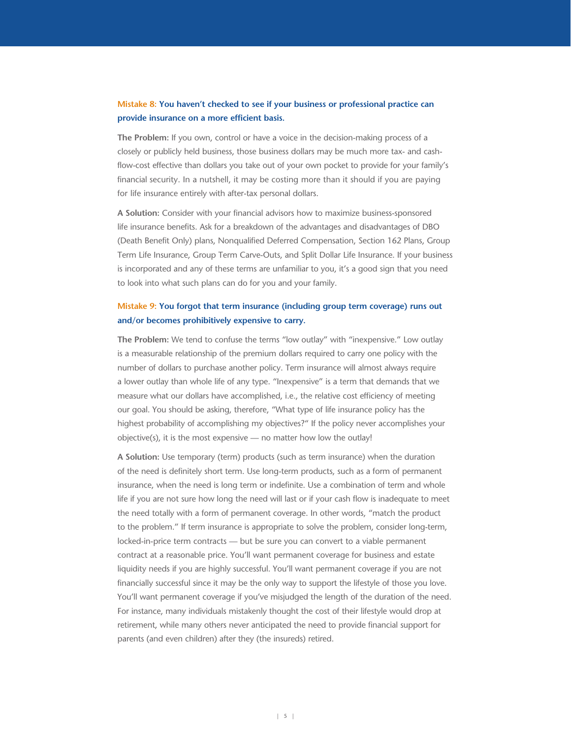### Mistake 8: **You haven't checked to see if your business or professional practice can provide insurance on a more efficient basis.**

**The Problem:** If you own, control or have a voice in the decision-making process of a closely or publicly held business, those business dollars may be much more tax- and cash-flow-cost effective than dollars you take out of your own pocket to provide for your family's financial security. In a nutshell, it may be costing more than it should if you are paying for life insurance entirely with after-tax personal dollars.

**A Solution:** Consider with your financial advisors how to maximize business-sponsored life insurance benefits. Ask for a breakdown of the advantages and disadvantages of DBO (Death Benefit Only) plans, Nonqualified Deferred Compensation, Section 162 Plans, Group Term Life Insurance, Group Term Carve-Outs, and Split Dollar Life Insurance. If your business is incorporated and any of these terms are unfamiliar to you, it's a good sign that you need to look into what such plans can do for you and your family.

### Mistake 9: **You forgot that term insurance (including group term coverage) runs out and/or becomes prohibitively expensive to carry.**

**The Problem:** We tend to confuse the terms "low outlay" with "inexpensive." Low outlay is a measurable relationship of the premium dollars required to carry one policy with the number of dollars to purchase another policy. Term insurance will almost always require a lower outlay than whole life of any type. "Inexpensive" is a term that demands that we measure what our dollars have accomplished, i.e., the relative cost efficiency of meeting our goal. You should be asking, therefore, "What type of life insurance policy has the highest probability of accomplishing my objectives?" If the policy never accomplishes your objective(s), it is the most expensive — no matter how low the outlay!

**A Solution:** Use temporary (term) products (such as term insurance) when the duration of the need is definitely short term. Use long-term products, such as a form of permanent insurance, when the need is long term or indefinite. Use a combination of term and whole life if you are not sure how long the need will last or if your cash flow is inadequate to meet the need totally with a form of permanent coverage. In other words, "match the product to the problem." If term insurance is appropriate to solve the problem, consider long-term, locked-in-price term contracts — but be sure you can convert to a viable permanent contract at a reasonable price. You'll want permanent coverage for business and estate liquidity needs if you are highly successful. You'll want permanent coverage if you are not financially successful since it may be the only way to support the lifestyle of those you love. You'll want permanent coverage if you've misjudged the length of the duration of the need. For instance, many individuals mistakenly thought the cost of their lifestyle would drop at retirement, while many others never anticipated the need to provide financial support for parents (and even children) after they (the insureds) retired.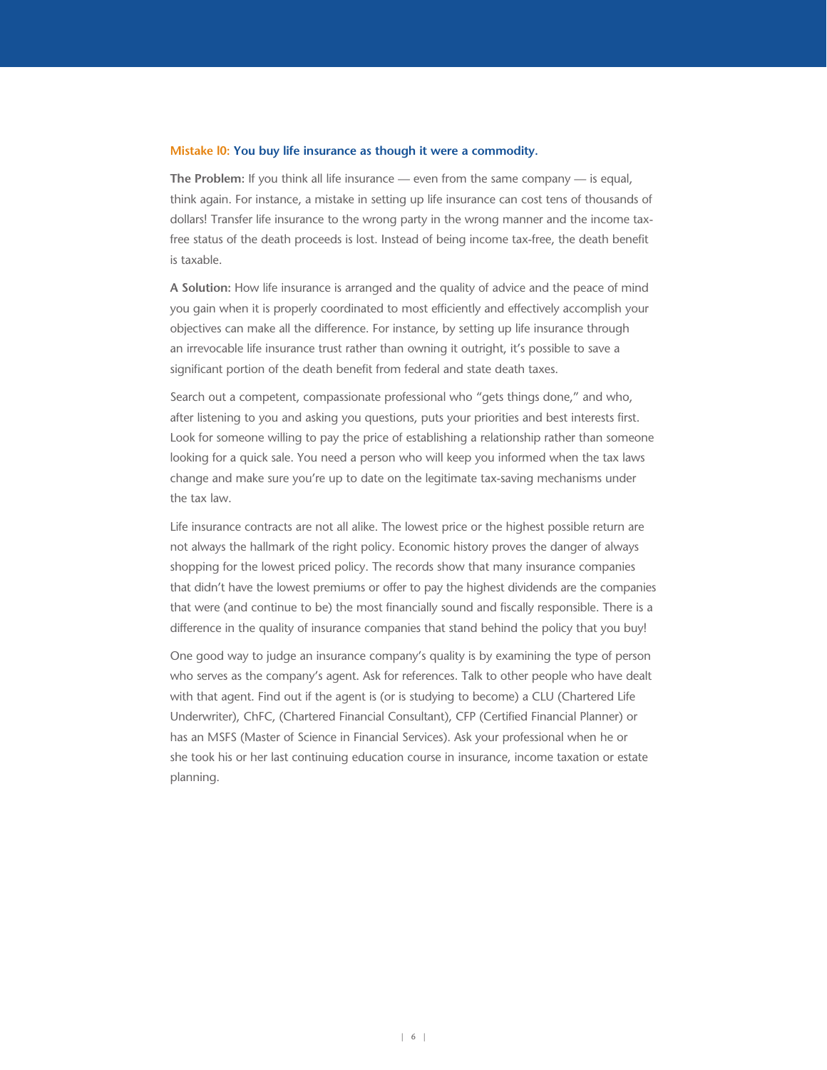### Mistake 10: You buy life insurance as though it were a commodity.

**The Problem:** If you think all life insurance — even from the same company — is equal, think again. For instance, a mistake in setting up life insurance can cost tens of thousands of dollars! Transfer life insurance to the wrong party in the wrong manner and the income tax-free status of the death proceeds is lost. Instead of being income tax-free, the death benefit is taxable.

**A Solution:** How life insurance is arranged and the quality of advice and the peace of mind you gain when it is properly coordinated to most efficiently and effectively accomplish your objectives can make all the difference. For instance, by setting up life insurance through an irrevocable life insurance trust rather than owning it outright, it's possible to save a significant portion of the death benefit from federal and state death taxes.

Search out a competent, compassionate professional who "gets things done," and who, after listening to you and asking you questions, puts your priorities and best interests first. Look for someone willing to pay the price of establishing a relationship rather than someone looking for a quick sale. You need a person who will keep you informed when the tax laws change and make sure you're up to date on the legitimate tax-saving mechanisms under the tax law.

Life insurance contracts are not all alike. The lowest price or the highest possible return are not always the hallmark of the right policy. Economic history proves the danger of always shopping for the lowest priced policy. The records show that many insurance companies that didn't have the lowest premiums or offer to pay the highest dividends are the companies that were (and continue to be) the most financially sound and fiscally responsible. There is a difference in the quality of insurance companies that stand behind the policy that you buy!

One good way to judge an insurance company's quality is by examining the type of person who serves as the company's agent. Ask for references. Talk to other people who have dealt with that agent. Find out if the agent is (or is studying to become) a CLU (Chartered Life Underwriter), ChFC, (Chartered Financial Consultant), CFP (Certified Financial Planner) or has an MSFS (Master of Science in Financial Services). Ask your professional when he or she took his or her last continuing education course in insurance, income taxation or estate planning.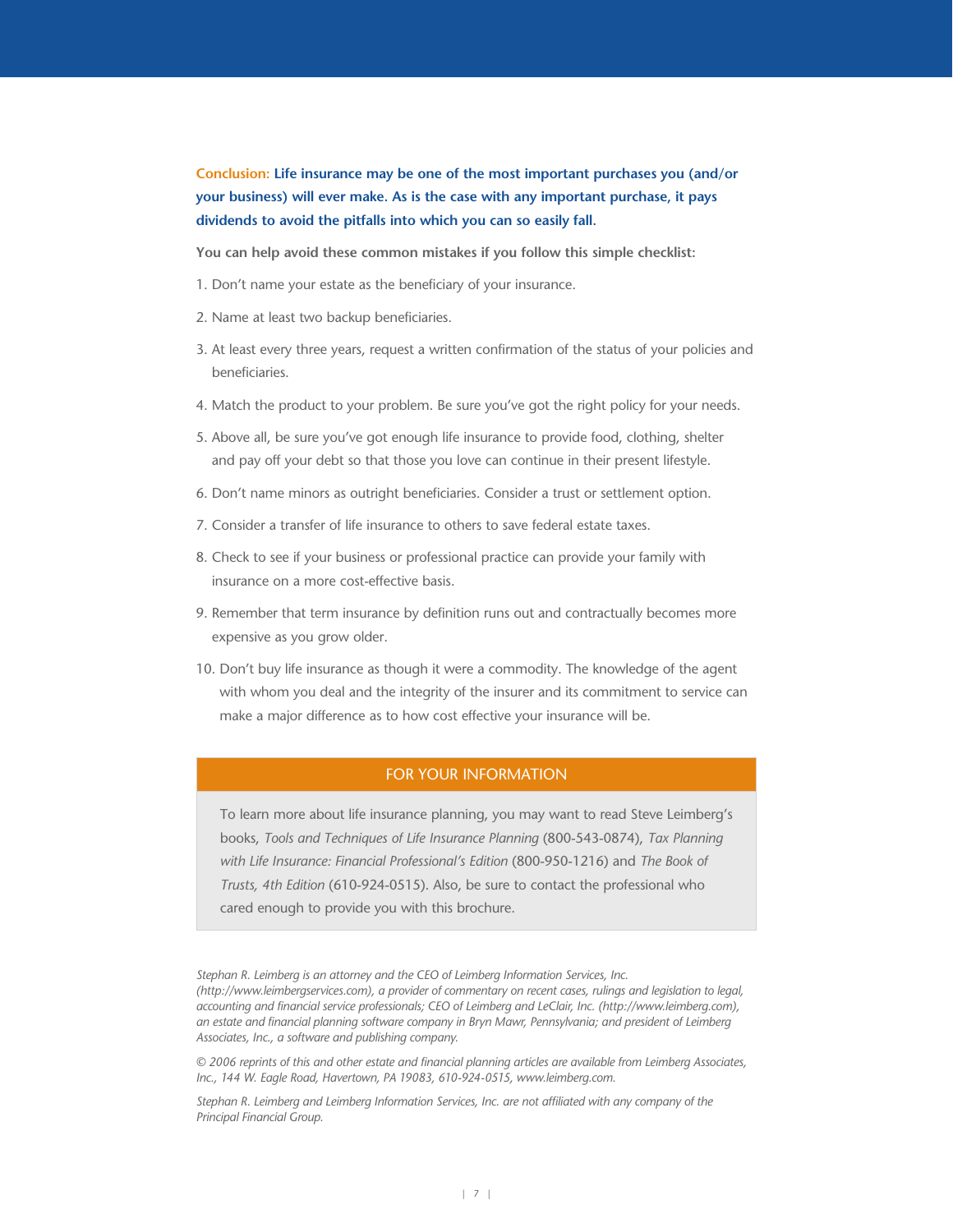**Conclusion: Life insurance may be one of the most important purchases you (and/or your business) will ever make. As is the case with any important purchase, it pays dividends to avoid the pitfalls into which you can so easily fall.**

**You can help avoid these common mistakes if you follow this simple checklist:**

1. Don't name your estate as the beneficiary of your insurance.
2. Name at least two backup beneficiaries.
3. At least every three years, request a written confirmation of the status of your policies and beneficiaries.
4. Match the product to your problem. Be sure you've got the right policy for your needs.
5. Above all, be sure you've got enough life insurance to provide food, clothing, shelter and pay off your debt so that those you love can continue in their present lifestyle.
6. Don't name minors as outright beneficiaries. Consider a trust or settlement option.
7. Consider a transfer of life insurance to others to save federal estate taxes.
8. Check to see if your business or professional practice can provide your family with insurance on a more cost-effective basis.
9. Remember that term insurance by definition runs out and contractually becomes more expensive as you grow older.
10. Don't buy life insurance as though it were a commodity. The knowledge of the agent with whom you deal and the integrity of the insurer and its commitment to service can make a major difference as to how cost effective your insurance will be.

## FOR YOUR INFORMATION

To learn more about life insurance planning, you may want to read Steve Leimberg's books, *Tools and Techniques of Life Insurance Planning* (800-543-0874), *Tax Planning with Life Insurance: Financial Professional's Edition* (800-950-1216) and *The Book of Trusts, 4th Edition* (610-924-0515). Also, be sure to contact the professional who cared enough to provide you with this brochure.

*Stephan R. Leimberg is an attorney and the CEO of Leimberg Information Services, Inc. (http://www.leimbergservices.com), a provider of commentary on recent cases, rulings and legislation to legal, accounting and financial service professionals; CEO of Leimberg and LeClair, Inc. (http://www.leimberg.com), an estate and financial planning software company in Bryn Mawr, Pennsylvania; and president of Leimberg Associates, Inc., a software and publishing company.*

*© 2006 reprints of this and other estate and financial planning articles are available from Leimberg Associates, Inc., 144 W. Eagle Road, Havertown, PA 19083, 610-924-0515, www.leimberg.com.*

*Stephan R. Leimberg and Leimberg Information Services, Inc. are not affiliated with any company of the Principal Financial Group.*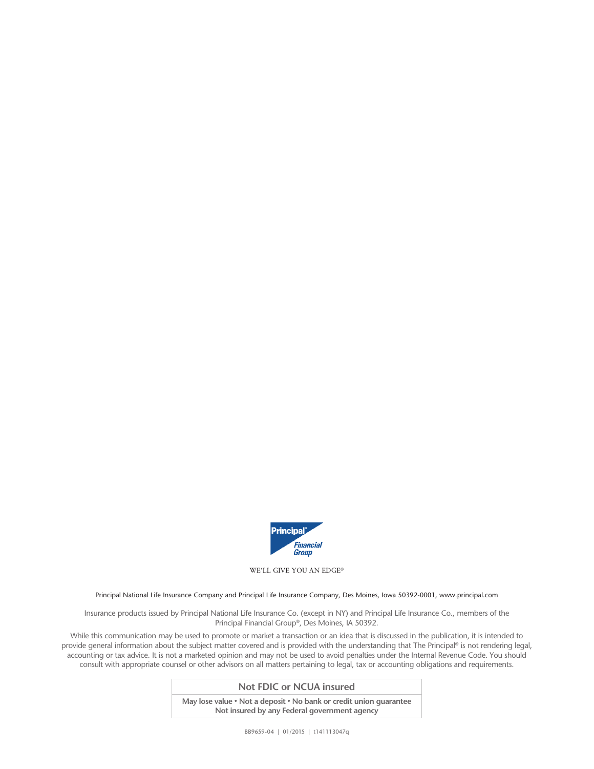WE'LL GIVE YOU AN EDGE®

Principal National Life Insurance Company and Principal Life Insurance Company, Des Moines, Iowa 50392-0001, www.principal.com

Insurance products issued by Principal National Life Insurance Co. (except in NY) and Principal Life Insurance Co., members of the Principal Financial Group®, Des Moines, IA 50392.

While this communication may be used to promote or market a transaction or an idea that is discussed in the publication, it is intended to provide general information about the subject matter covered and is provided with the understanding that The Principal® is not rendering legal, accounting or tax advice. It is not a marketed opinion and may not be used to avoid penalties under the Internal Revenue Code. You should consult with appropriate counsel or other advisors on all matters pertaining to legal, tax or accounting obligations and requirements.

**Not FDIC or NCUA insured**

**May lose value • Not a deposit • No bank or credit union guarantee**
**Not insured by any Federal government agency**

BB9659-04 | 01/2015 | t141113047q